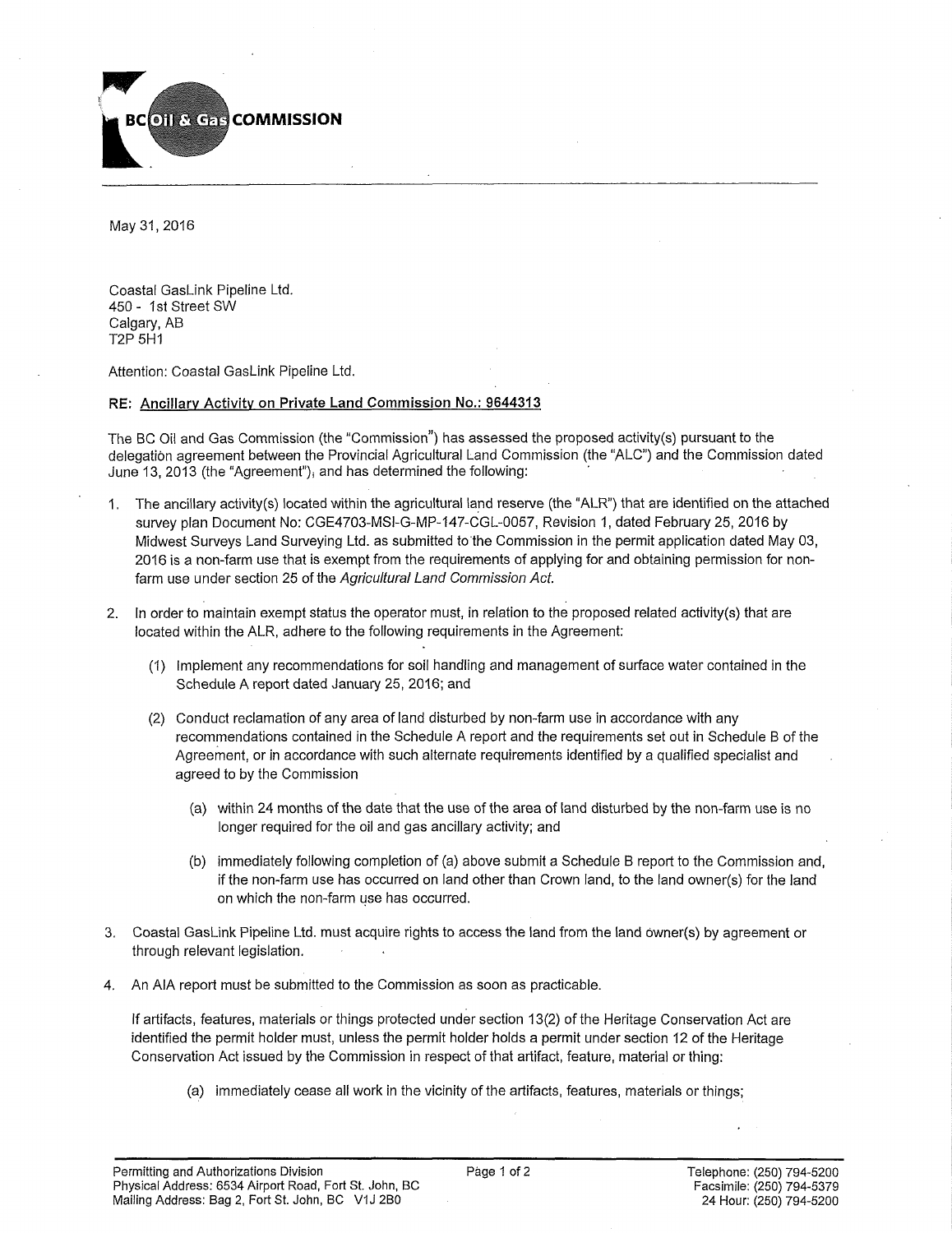**BC Oil & Gas COMMISSION**

May 31, 2016

Coastal GasLink Pipeline Ltd.
450 - 1st Street SW
Calgary, AB
T2P 5H1

Attention: Coastal GasLink Pipeline Ltd.

**RE: Ancillary Activity on Private Land Commission No.: 9644313**

The BC Oil and Gas Commission (the "Commission") has assessed the proposed activity(s) pursuant to the delegation agreement between the Provincial Agricultural Land Commission (the "ALC") and the Commission dated June 13, 2013 (the "Agreement"), and has determined the following:

1. The ancillary activity(s) located within the agricultural land reserve (the "ALR") that are identified on the attached survey plan Document No: CGE4703-MSI-G-MP-147-CGL-0057, Revision 1, dated February 25, 2016 by Midwest Surveys Land Surveying Ltd. as submitted to the Commission in the permit application dated May 03, 2016 is a non-farm use that is exempt from the requirements of applying for and obtaining permission for non-farm use under section 25 of the *Agricultural Land Commission Act.*

2. In order to maintain exempt status the operator must, in relation to the proposed related activity(s) that are located within the ALR, adhere to the following requirements in the Agreement:

   (1) Implement any recommendations for soil handling and management of surface water contained in the Schedule A report dated January 25, 2016; and

   (2) Conduct reclamation of any area of land disturbed by non-farm use in accordance with any recommendations contained in the Schedule A report and the requirements set out in Schedule B of the Agreement, or in accordance with such alternate requirements identified by a qualified specialist and agreed to by the Commission

      (a) within 24 months of the date that the use of the area of land disturbed by the non-farm use is no longer required for the oil and gas ancillary activity; and

      (b) immediately following completion of (a) above submit a Schedule B report to the Commission and, if the non-farm use has occurred on land other than Crown land, to the land owner(s) for the land on which the non-farm use has occurred.

3. Coastal GasLink Pipeline Ltd. must acquire rights to access the land from the land owner(s) by agreement or through relevant legislation.

4. An AIA report must be submitted to the Commission as soon as practicable.

   If artifacts, features, materials or things protected under section 13(2) of the Heritage Conservation Act are identified the permit holder must, unless the permit holder holds a permit under section 12 of the Heritage Conservation Act issued by the Commission in respect of that artifact, feature, material or thing:

   (a) immediately cease all work in the vicinity of the artifacts, features, materials or things;

Permitting and Authorizations Division
Physical Address: 6534 Airport Road, Fort St. John, BC
Mailing Address: Bag 2, Fort St. John, BC V1J 2B0

Telephone: (250) 794-5200
Facsimile: (250) 794-5379
24 Hour: (250) 794-5200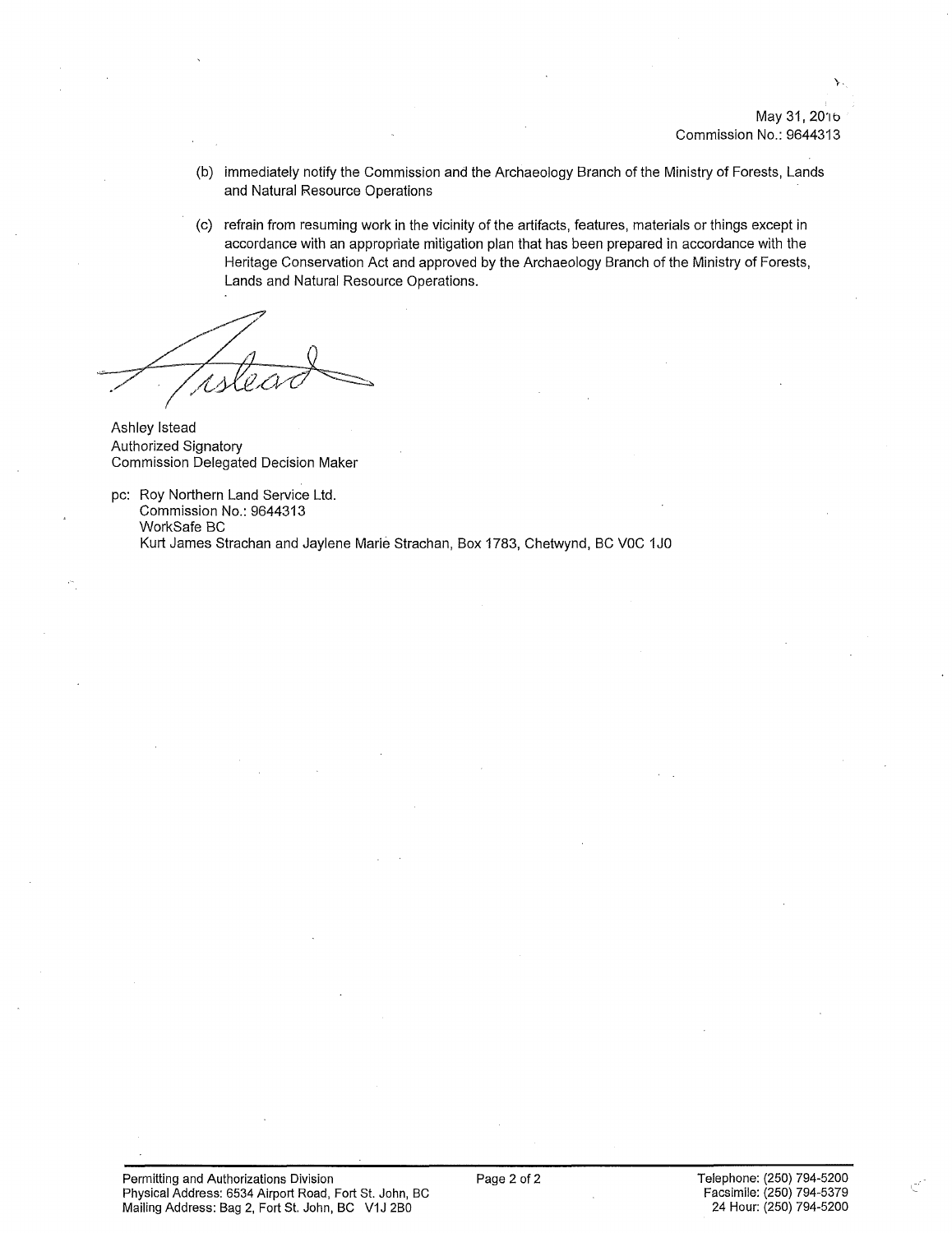May 31, 2016
Commission No.: 9644313

(b) immediately notify the Commission and the Archaeology Branch of the Ministry of Forests, Lands and Natural Resource Operations

(c) refrain from resuming work in the vicinity of the artifacts, features, materials or things except in accordance with an appropriate mitigation plan that has been prepared in accordance with the Heritage Conservation Act and approved by the Archaeology Branch of the Ministry of Forests, Lands and Natural Resource Operations.

Ashley Istead
Authorized Signatory
Commission Delegated Decision Maker

pc: Roy Northern Land Service Ltd.
Commission No.: 9644313
WorkSafe BC
Kurt James Strachan and Jaylene Marie Strachan, Box 1783, Chetwynd, BC V0C 1J0

Permitting and Authorizations Division
Physical Address: 6534 Airport Road, Fort St. John, BC
Mailing Address: Bag 2, Fort St. John, BC V1J 2B0

Telephone: (250) 794-5200
Facsimile: (250) 794-5379
24 Hour: (250) 794-5200